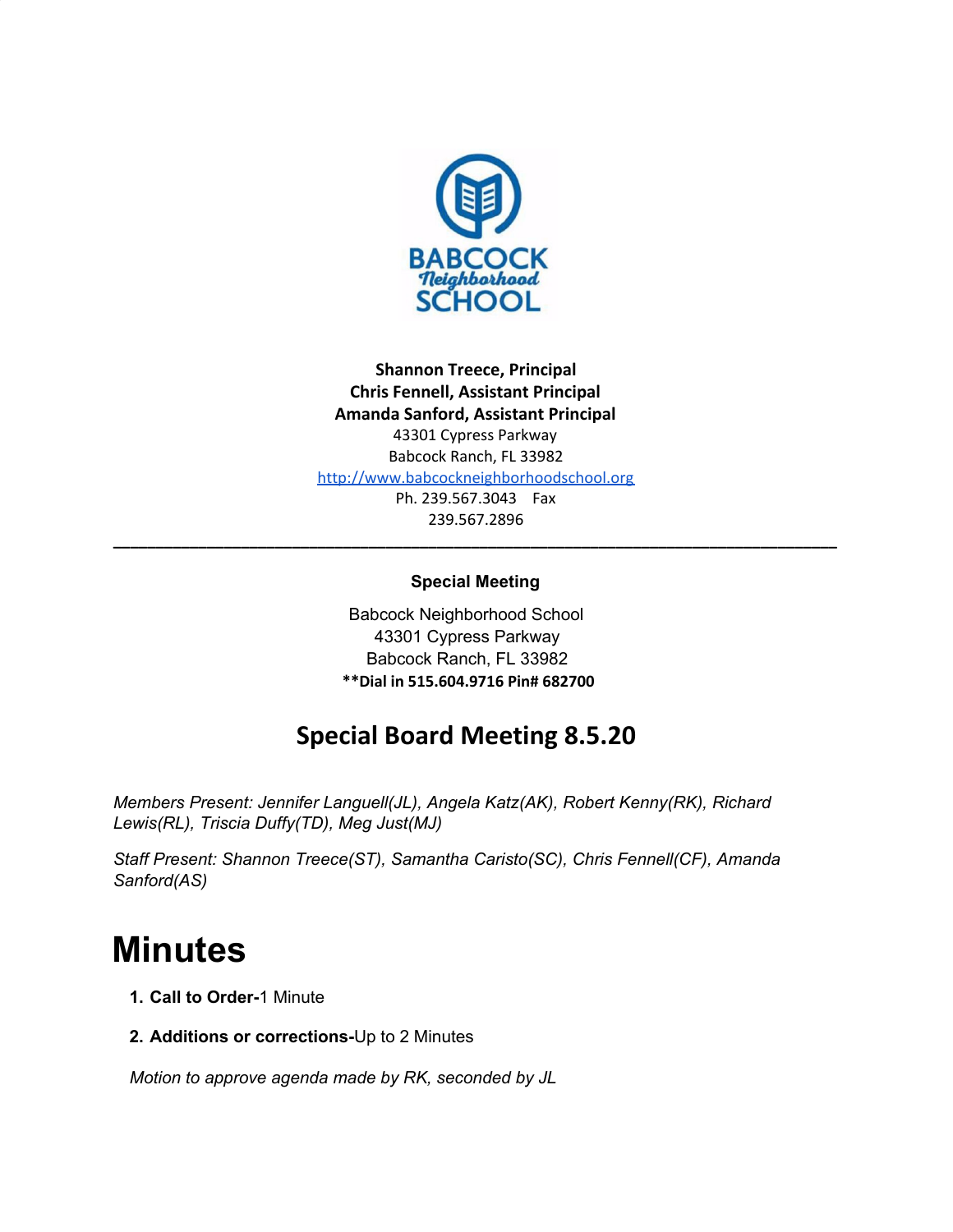**Shannon Treece, Principal**
**Chris Fennell, Assistant Principal**
**Amanda Sanford, Assistant Principal**
43301 Cypress Parkway
Babcock Ranch, FL 33982
http://www.babcockneighborhoodschool.org
Ph. 239.567.3043 Fax
239.567.2896

---

**Special Meeting**

Babcock Neighborhood School
43301 Cypress Parkway
Babcock Ranch, FL 33982
**Dial in 515.604.9716 Pin# 682700

## Special Board Meeting 8.5.20

*Members Present: Jennifer Languell(JL), Angela Katz(AK), Robert Kenny(RK), Richard Lewis(RL), Triscia Duffy(TD), Meg Just(MJ)*

*Staff Present: Shannon Treece(ST), Samantha Caristo(SC), Chris Fennell(CF), Amanda Sanford(AS)*

# Minutes

1. **Call to Order-**1 Minute
2. **Additions or corrections-**Up to 2 Minutes

*Motion to approve agenda made by RK, seconded by JL*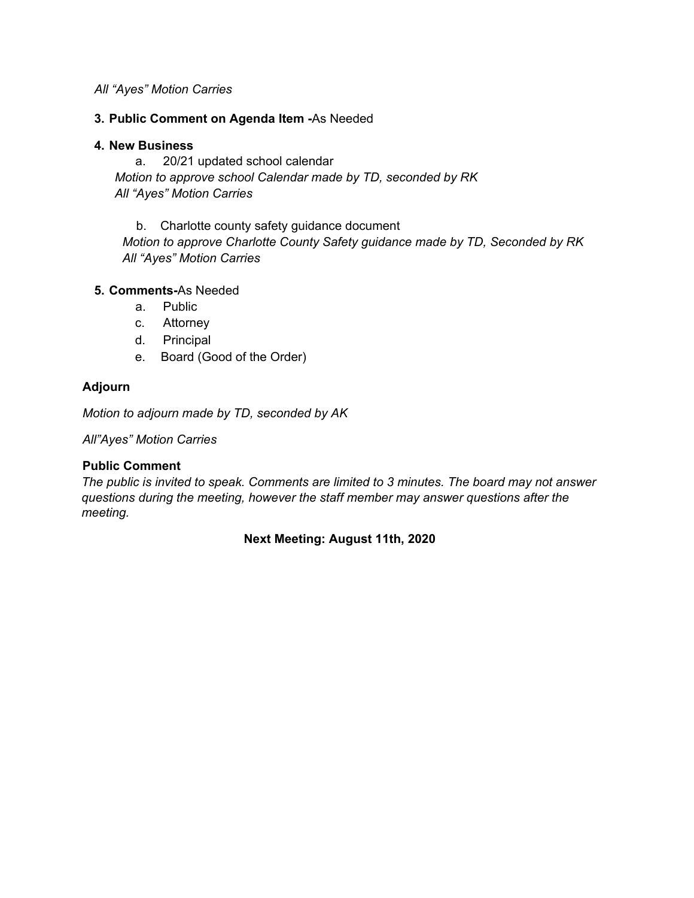*All "Ayes" Motion Carries*

3. **Public Comment on Agenda Item -**As Needed

4. **New Business**
   a. 20/21 updated school calendar
   *Motion to approve school Calendar made by TD, seconded by RK*
   *All "Ayes" Motion Carries*

   b. Charlotte county safety guidance document
   *Motion to approve Charlotte County Safety guidance made by TD, Seconded by RK*
   *All "Ayes" Motion Carries*

5. **Comments-**As Needed
   a. Public
   c. Attorney
   d. Principal
   e. Board (Good of the Order)

**Adjourn**

*Motion to adjourn made by TD, seconded by AK*

*All"Ayes" Motion Carries*

**Public Comment**

*The public is invited to speak. Comments are limited to 3 minutes. The board may not answer questions during the meeting, however the staff member may answer questions after the meeting.*

**Next Meeting: August 11th, 2020**